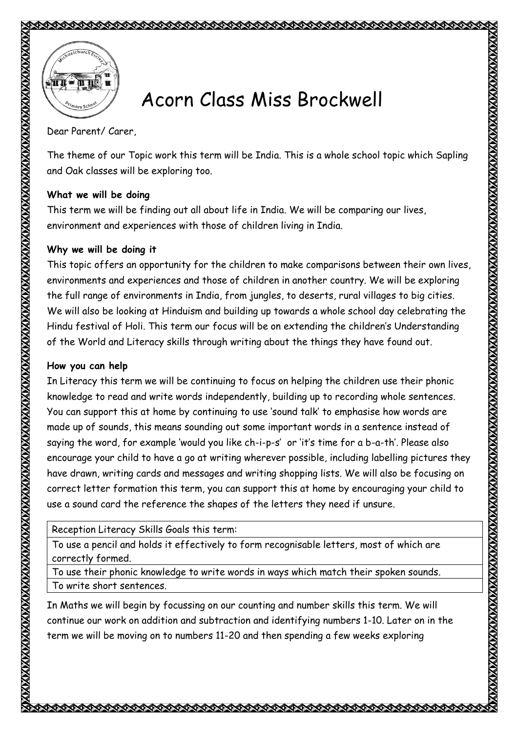# Acorn Class Miss Brockwell

Dear Parent/ Carer,

The theme of our Topic work this term will be India. This is a whole school topic which Sapling and Oak classes will be exploring too.

**What we will be doing**

This term we will be finding out all about life in India. We will be comparing our lives, environment and experiences with those of children living in India.

**Why we will be doing it**

This topic offers an opportunity for the children to make comparisons between their own lives, environments and experiences and those of children in another country. We will be exploring the full range of environments in India, from jungles, to deserts, rural villages to big cities. We will also be looking at Hinduism and building up towards a whole school day celebrating the Hindu festival of Holi. This term our focus will be on extending the children's Understanding of the World and Literacy skills through writing about the things they have found out.

**How you can help**

In Literacy this term we will be continuing to focus on helping the children use their phonic knowledge to read and write words independently, building up to recording whole sentences. You can support this at home by continuing to use 'sound talk' to emphasise how words are made up of sounds, this means sounding out some important words in a sentence instead of saying the word, for example 'would you like ch-i-p-s' or 'it's time for a b-a-th'. Please also encourage your child to have a go at writing wherever possible, including labelling pictures they have drawn, writing cards and messages and writing shopping lists. We will also be focusing on correct letter formation this term, you can support this at home by encouraging your child to use a sound card the reference the shapes of the letters they need if unsure.

| Reception Literacy Skills Goals this term: |
| --- |
| To use a pencil and holds it effectively to form recognisable letters, most of which are correctly formed. |
| To use their phonic knowledge to write words in ways which match their spoken sounds. |
| To write short sentences. |

In Maths we will begin by focussing on our counting and number skills this term. We will continue our work on addition and subtraction and identifying numbers 1-10. Later on in the term we will be moving on to numbers 11-20 and then spending a few weeks exploring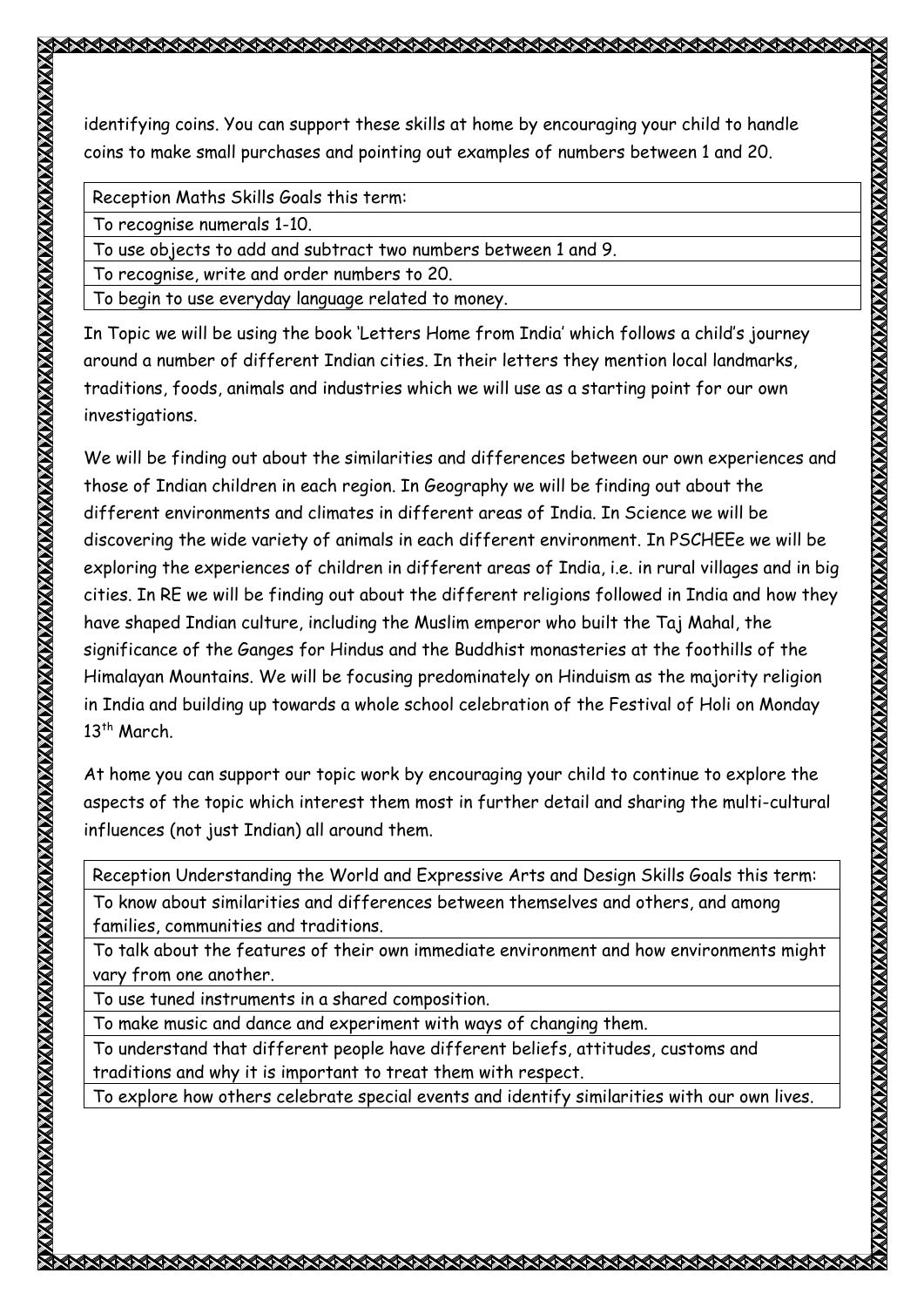identifying coins. You can support these skills at home by encouraging your child to handle coins to make small purchases and pointing out examples of numbers between 1 and 20.

| Reception Maths Skills Goals this term: |
| --- |
| To recognise numerals 1-10. |
| To use objects to add and subtract two numbers between 1 and 9. |
| To recognise, write and order numbers to 20. |
| To begin to use everyday language related to money. |

In Topic we will be using the book 'Letters Home from India' which follows a child's journey around a number of different Indian cities. In their letters they mention local landmarks, traditions, foods, animals and industries which we will use as a starting point for our own investigations.

We will be finding out about the similarities and differences between our own experiences and those of Indian children in each region. In Geography we will be finding out about the different environments and climates in different areas of India. In Science we will be discovering the wide variety of animals in each different environment. In PSCHEEe we will be exploring the experiences of children in different areas of India, i.e. in rural villages and in big cities. In RE we will be finding out about the different religions followed in India and how they have shaped Indian culture, including the Muslim emperor who built the Taj Mahal, the significance of the Ganges for Hindus and the Buddhist monasteries at the foothills of the Himalayan Mountains. We will be focusing predominately on Hinduism as the majority religion in India and building up towards a whole school celebration of the Festival of Holi on Monday 13th March.

At home you can support our topic work by encouraging your child to continue to explore the aspects of the topic which interest them most in further detail and sharing the multi-cultural influences (not just Indian) all around them.

| Reception Understanding the World and Expressive Arts and Design Skills Goals this term: |
| --- |
| To know about similarities and differences between themselves and others, and among families, communities and traditions. |
| To talk about the features of their own immediate environment and how environments might vary from one another. |
| To use tuned instruments in a shared composition. |
| To make music and dance and experiment with ways of changing them. |
| To understand that different people have different beliefs, attitudes, customs and traditions and why it is important to treat them with respect. |
| To explore how others celebrate special events and identify similarities with our own lives. |